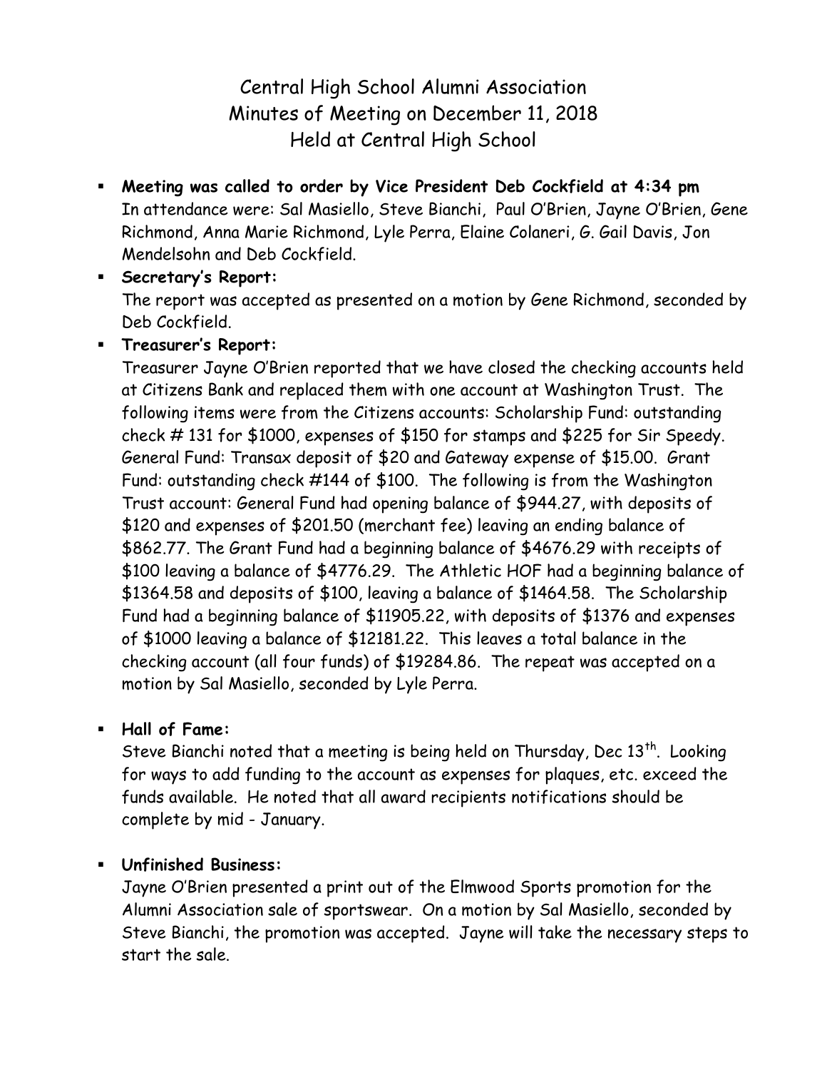# Central High School Alumni Association
## Minutes of Meeting on December 11, 2018
## Held at Central High School

- **Meeting was called to order by Vice President Deb Cockfield at 4:34 pm**
  In attendance were: Sal Masiello, Steve Bianchi, Paul O'Brien, Jayne O'Brien, Gene Richmond, Anna Marie Richmond, Lyle Perra, Elaine Colaneri, G. Gail Davis, Jon Mendelsohn and Deb Cockfield.

- **Secretary's Report:**
  The report was accepted as presented on a motion by Gene Richmond, seconded by Deb Cockfield.

- **Treasurer's Report:**
  Treasurer Jayne O'Brien reported that we have closed the checking accounts held at Citizens Bank and replaced them with one account at Washington Trust. The following items were from the Citizens accounts: Scholarship Fund: outstanding check # 131 for $1000, expenses of $150 for stamps and $225 for Sir Speedy. General Fund: Transax deposit of $20 and Gateway expense of $15.00. Grant Fund: outstanding check #144 of $100. The following is from the Washington Trust account: General Fund had opening balance of $944.27, with deposits of $120 and expenses of $201.50 (merchant fee) leaving an ending balance of $862.77. The Grant Fund had a beginning balance of $4676.29 with receipts of $100 leaving a balance of $4776.29. The Athletic HOF had a beginning balance of $1364.58 and deposits of $100, leaving a balance of $1464.58. The Scholarship Fund had a beginning balance of $11905.22, with deposits of $1376 and expenses of $1000 leaving a balance of $12181.22. This leaves a total balance in the checking account (all four funds) of $19284.86. The repeat was accepted on a motion by Sal Masiello, seconded by Lyle Perra.

- **Hall of Fame:**
  Steve Bianchi noted that a meeting is being held on Thursday, Dec 13th. Looking for ways to add funding to the account as expenses for plaques, etc. exceed the funds available. He noted that all award recipients notifications should be complete by mid - January.

- **Unfinished Business:**
  Jayne O'Brien presented a print out of the Elmwood Sports promotion for the Alumni Association sale of sportswear. On a motion by Sal Masiello, seconded by Steve Bianchi, the promotion was accepted. Jayne will take the necessary steps to start the sale.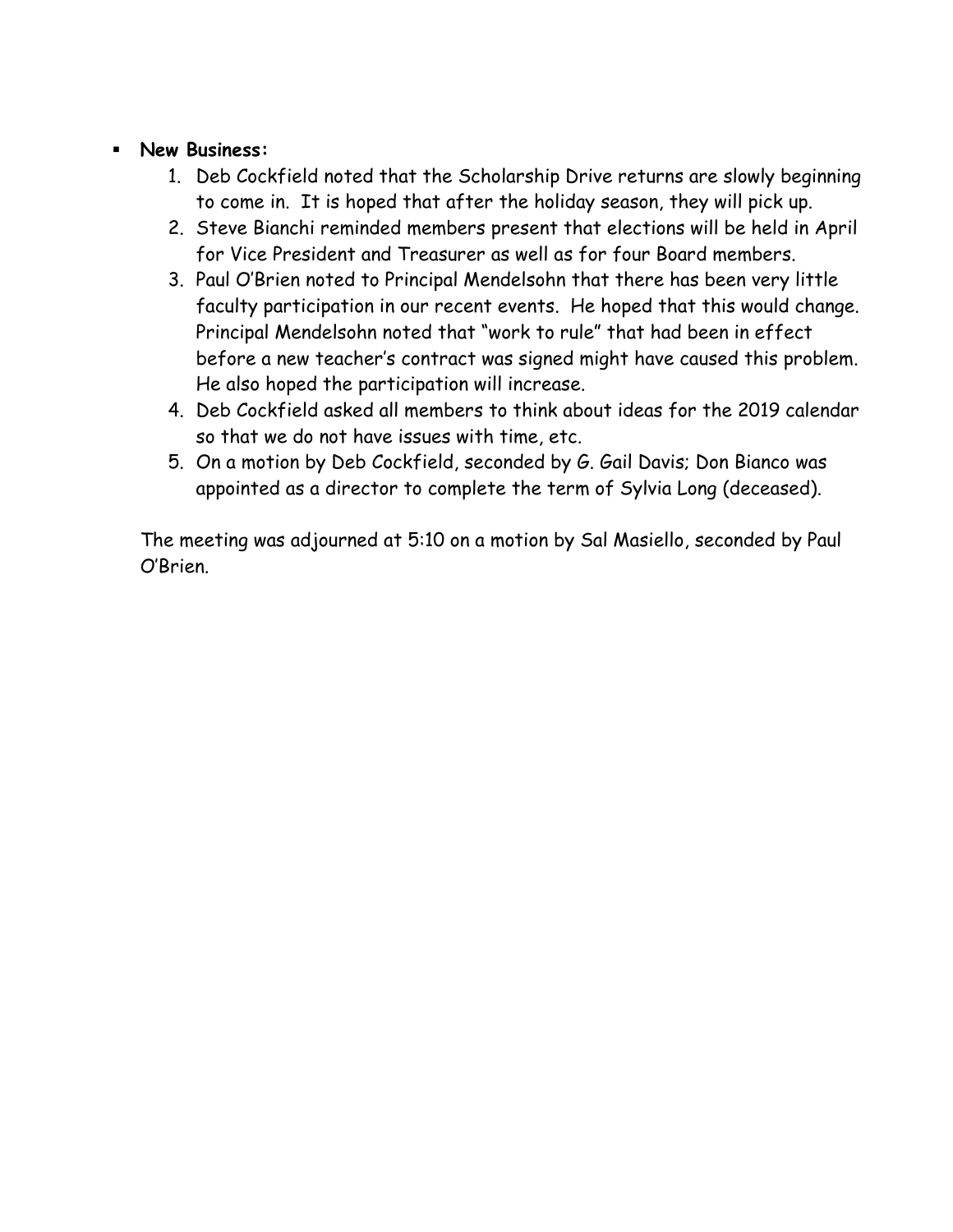- **New Business:**
    1. Deb Cockfield noted that the Scholarship Drive returns are slowly beginning to come in. It is hoped that after the holiday season, they will pick up.
    2. Steve Bianchi reminded members present that elections will be held in April for Vice President and Treasurer as well as for four Board members.
    3. Paul O'Brien noted to Principal Mendelsohn that there has been very little faculty participation in our recent events. He hoped that this would change. Principal Mendelsohn noted that "work to rule" that had been in effect before a new teacher's contract was signed might have caused this problem. He also hoped the participation will increase.
    4. Deb Cockfield asked all members to think about ideas for the 2019 calendar so that we do not have issues with time, etc.
    5. On a motion by Deb Cockfield, seconded by G. Gail Davis; Don Bianco was appointed as a director to complete the term of Sylvia Long (deceased).

The meeting was adjourned at 5:10 on a motion by Sal Masiello, seconded by Paul O'Brien.